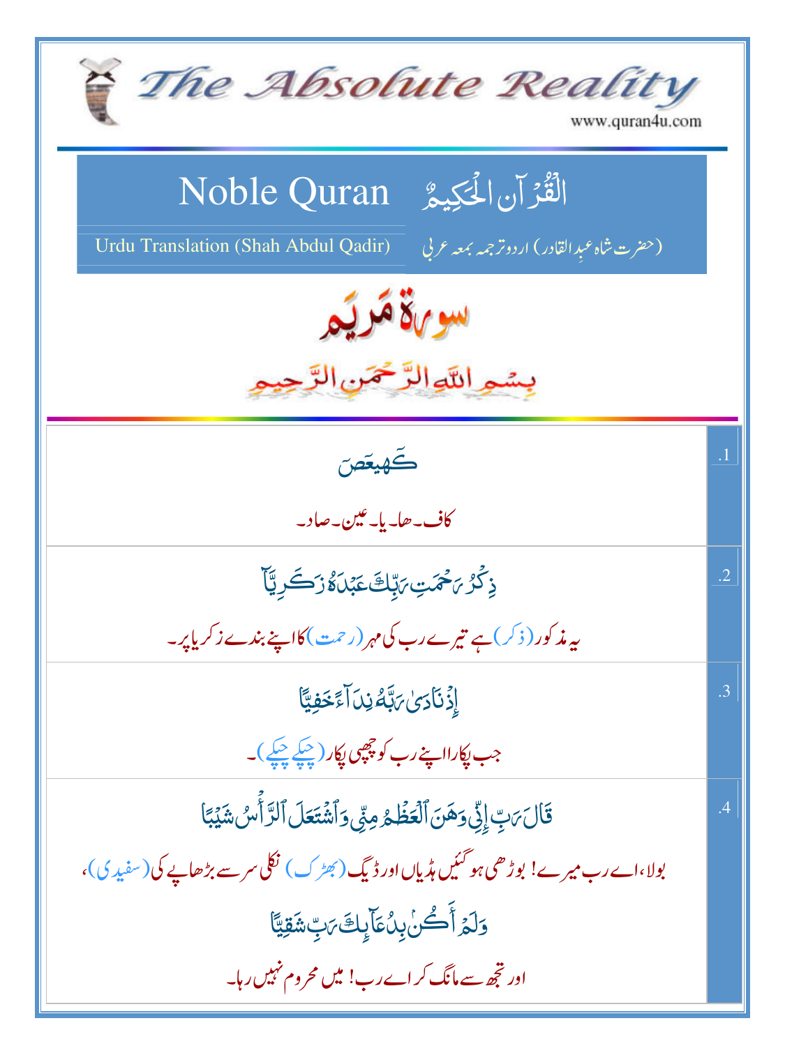# The Absolute Reality

www.quran4u.com

## Noble Quran الْقُرْآنُ الْحَكِيمُ

Urdu Translation (Shah Abdul Qadir) (حضرت شاہ عبدِالقادر) اردو ترجمہ بمعہ عربی

## سورۃ مریم

بِسْمِ اللّٰہِ الرَّحْمٰنِ الرَّحِیْمِ

| | |
|---|---|
| .1 | كٓهيعٓصٓ<br><br>کاف۔ ھا۔ یا۔ عین۔ صاد۔ |
| .2 | ذِكۡرُ رَحۡمَتِ رَبِّكَ عَبۡدَهُۥ زَكَرِيَّآ<br><br>یہ مذکور (ذکر) ہے تیرے رب کی مہر (رحمت) کا اپنے بندے زکریا پر۔ |
| .3 | إِذۡ نَادَىٰ رَبَّهُۥ نِدَآءً خَفِيًّا<br><br>جب پکارا اپنے رب کو چھپی پکار (چپکے چپکے)۔ |
| .4 | قَالَ رَبِّ إِنِّي وَهَنَ ٱلۡعَظۡمُ مِنِّي وَٱشۡتَعَلَ ٱلرَّأۡسُ شَيۡبًا<br><br>بولا، اے رب میرے! بوڑھی ہو گئیں ہڈیاں اور ڈیگ (بھڑک) نکلی سر سے بڑھاپے کی (سفیدی)،<br><br>وَلَمۡ أَكُنۢ بِدُعَآئِكَ رَبِّ شَقِيًّا<br><br>اور تجھ سے مانگ کر اے رب! میں محروم نہیں رہا۔ |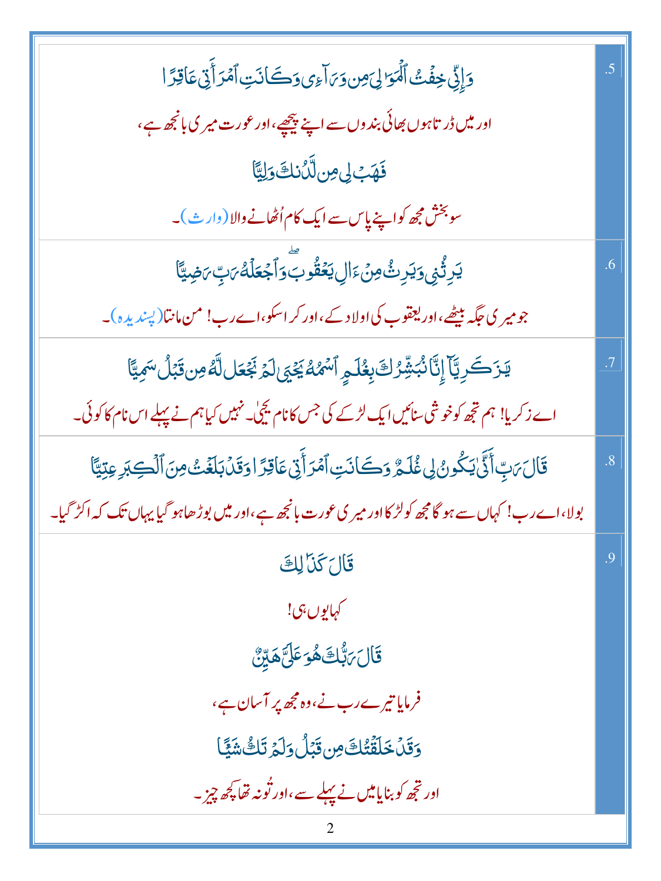| | |
|---|---|
| .5 | وَإِنِّي خِفْتُ ٱلْمَوَٰلِىَ مِن وَرَآءِى وَكَانَتِ ٱمْرَأَتِى عَاقِرًا<br>اور میں ڈرتا ہوں بھائی بندوں سے اپنے پیچھے، اور عورت میری بانجھ ہے،<br>فَهَبْ لِى مِن لَّدُنكَ وَلِيًّا<br>سو بخش مجھ کو اپنے پاس سے ایک کام اُٹھانے والا (وارث)۔ |
| .6 | يَرِثُنِى وَيَرِثُ مِنْ ءَالِ يَعْقُوبَ ۖ وَٱجْعَلْهُ رَبِّ رَضِيًّا<br>جو میری جگہ بیٹھے، اور یعقوب کی اولاد کے، اور کر اسکو، اے رب! من مانتا (پسندیدہ)۔ |
| .7 | يَٰزَكَرِيَّآ إِنَّا نُبَشِّرُكَ بِغُلَٰمٍ ٱسْمُهُۥ يَحْيَىٰ لَمْ نَجْعَل لَّهُۥ مِن قَبْلُ سَمِيًّا<br>اے زکریا! ہم تجھ کو خوشی سنائیں ایک لڑکے کی جس کا نام یحیٰی۔ نہیں کیا ہم نے پہلے اس نام کا کوئی۔ |
| .8 | قَالَ رَبِّ أَنَّىٰ يَكُونُ لِى غُلَٰمٌ وَكَانَتِ ٱمْرَأَتِى عَاقِرًا وَقَدْ بَلَغْتُ مِنَ ٱلْكِبَرِ عِتِيًّا<br>بولا، اے رب! کہاں سے ہو گا مجھ کو لڑکا اور میری عورت بانجھ ہے، اور میں بوڑھا ہو گیا یہاں تک کہ اکڑ گیا۔ |
| .9 | قَالَ كَذَٰلِكَ<br>کہا یوں ہی!<br>قَالَ رَبُّكَ هُوَ عَلَىَّ هَيِّنٌ<br>فرمایا تیرے رب نے، وہ مجھ پر آسان ہے،<br>وَقَدْ خَلَقْتُكَ مِن قَبْلُ وَلَمْ تَكُ شَيْـًٔا<br>اور تجھ کو بنایا میں نے پہلے سے، اور تُو نہ تھا کچھ چیز۔ |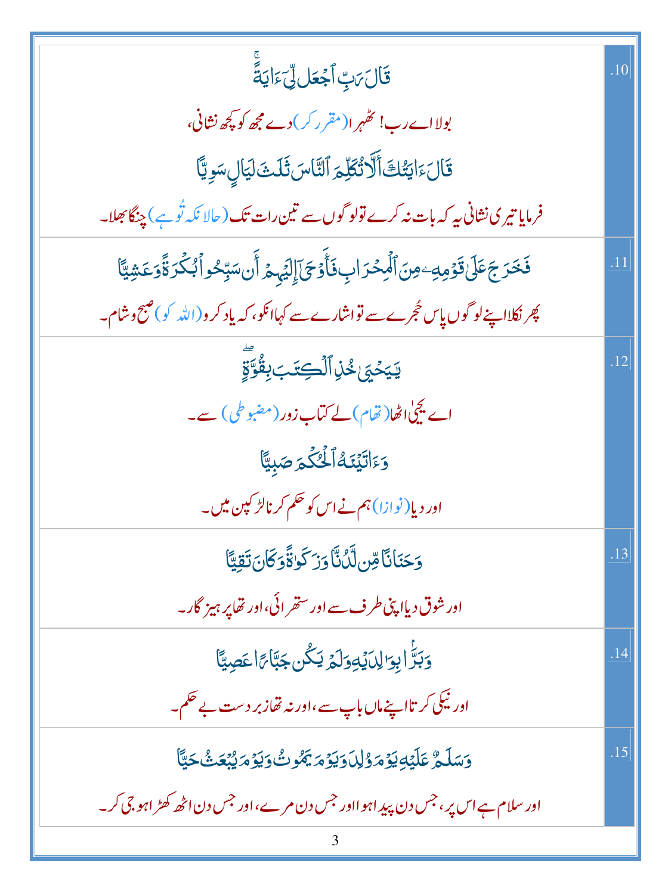| | |
|---|---|
| .10 | قَالَ رَبِّ ٱجْعَل لِّىٓ ءَايَةً ۚ<br>بولا اے رب! ٹھہرا (مقرر کر) دے مجھ کو کچھ نشانی،<br>قَالَ ءَايَتُكَ أَلَّا تُكَلِّمَ ٱلنَّاسَ ثَلَٰثَ لَيَالٍ سَوِيًّا<br>فرمایا تیری نشانی یہ کہ بات نہ کرے تو لوگوں سے تین رات تک (حالانکہ تُو ہے) چنگا بھلا۔ |
| .11 | فَخَرَجَ عَلَىٰ قَوْمِهِۦ مِنَ ٱلْمِحْرَابِ فَأَوْحَىٰٓ إِلَيْهِمْ أَن سَبِّحُوا۟ بُكْرَةً وَعَشِيًّا<br>پھر نکلا اپنے لوگوں پاس حُجرے سے تو اشارے سے کہا انکو، کہ یاد کرو (اللہ کو) صبح و شام۔ |
| .12 | يَٰيَحْيَىٰ خُذِ ٱلْكِتَٰبَ بِقُوَّةٍ ۖ<br>اے یحییٰ اٹھا (تھام) لے کتاب زور (مضبوطی) سے۔<br>وَءَاتَيْنَٰهُ ٱلْحُكْمَ صَبِيًّا<br>اور دیا (نوازا) ہم نے اس کو حکم کرنا لڑکپن میں۔ |
| .13 | وَحَنَانًا مِّن لَّدُنَّا وَزَكَوٰةً ۖ وَكَانَ تَقِيًّا<br>اور شوق دیا اپنی طرف سے اور ستھرائی، اور تھا پرہیزگار۔ |
| .14 | وَبَرًّۢا بِوَٰلِدَيْهِ وَلَمْ يَكُن جَبَّارًا عَصِيًّا<br>اور نیکی کرتا اپنے ماں باپ سے، اور نہ تھا زبردست بے حکم۔ |
| .15 | وَسَلَٰمٌ عَلَيْهِ يَوْمَ وُلِدَ وَيَوْمَ يَمُوتُ وَيَوْمَ يُبْعَثُ حَيًّا<br>اور سلام ہے اس پر، جس دن پیدا ہوا اور جس دن مرے، اور جس دن اٹھ کھڑا ہو جی کر۔ |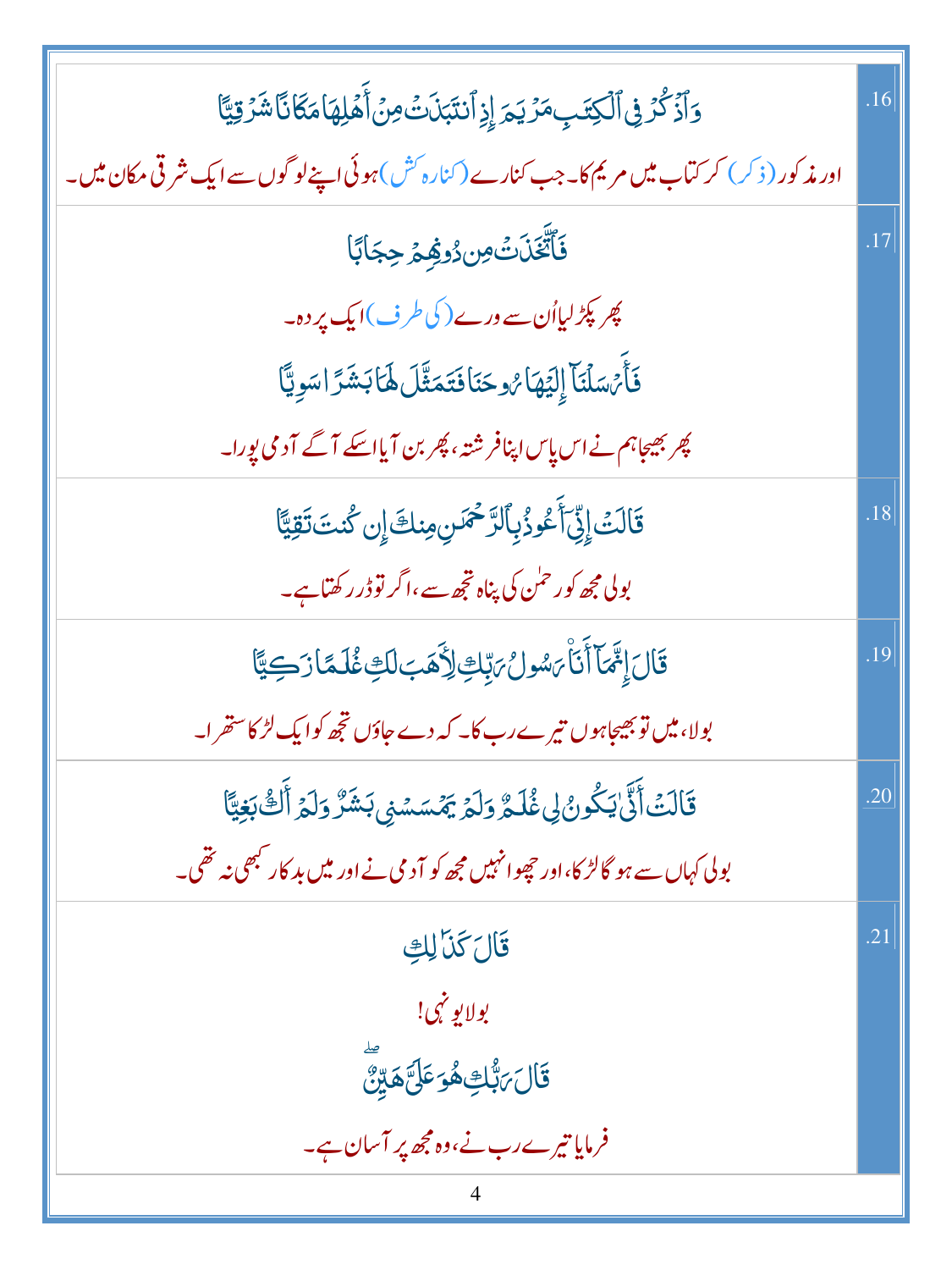| | |
|---|---|
| وَٱذۡكُرۡ فِى ٱلۡكِتَٰبِ مَرۡيَمَ إِذِ ٱنتَبَذَتۡ مِنۡ أَهۡلِهَا مَكَانًا شَرۡقِيًّا<br>اور مذکور (ذکر) کر کتاب میں مریم کا۔ جب کنارے (کنارہ کش) ہوئی اپنے لوگوں سے ایک شرقی مکان میں۔ | .16 |
| فَٱتَّخَذَتۡ مِن دُونِهِمۡ حِجَابًا<br>پھر پکڑ لیا اُن سے ورے (کی طرف) ایک پردہ۔<br>فَأَرۡسَلۡنَآ إِلَيۡهَا رُوحَنَا فَتَمَثَّلَ لَهَا بَشَرًا سَوِيًّا<br>پھر بھیجا ہم نے اس پاس اپنا فرشتہ، پھر بن آیا اسکے آگے آدمی پورا۔ | .17 |
| قَالَتۡ إِنِّىٓ أَعُوذُ بِٱلرَّحۡمَٰنِ مِنكَ إِن كُنتَ تَقِيًّا<br>بولی مجھ کو رحمٰن کی پناہ تجھ سے، اگر تو ڈر رکھتا ہے۔ | .18 |
| قَالَ إِنَّمَآ أَنَا۠ رَسُولُ رَبِّكِ لِأَهَبَ لَكِ غُلَٰمًا زَكِيًّا<br>بولا، میں تو بھیجا ہوں تیرے رب کا۔ کہ دے جاؤں تجھ کو ایک لڑکا ستھرا۔ | .19 |
| قَالَتۡ أَنَّىٰ يَكُونُ لِى غُلَٰمٌ وَلَمۡ يَمۡسَسۡنِى بَشَرٌ وَلَمۡ أَكُ بَغِيًّا<br>بولی کہاں سے ہو گا لڑکا، اور چھوا نہیں مجھ کو آدمی نے اور میں بدکار کبھی نہ تھی۔ | .20 |
| قَالَ كَذَٰلِكِ<br>بولا یونہی!<br>قَالَ رَبُّكِ هُوَ عَلَىَّ هَيِّنٌ<br>فرمایا تیرے رب نے، وہ مجھ پر آسان ہے۔ | .21 |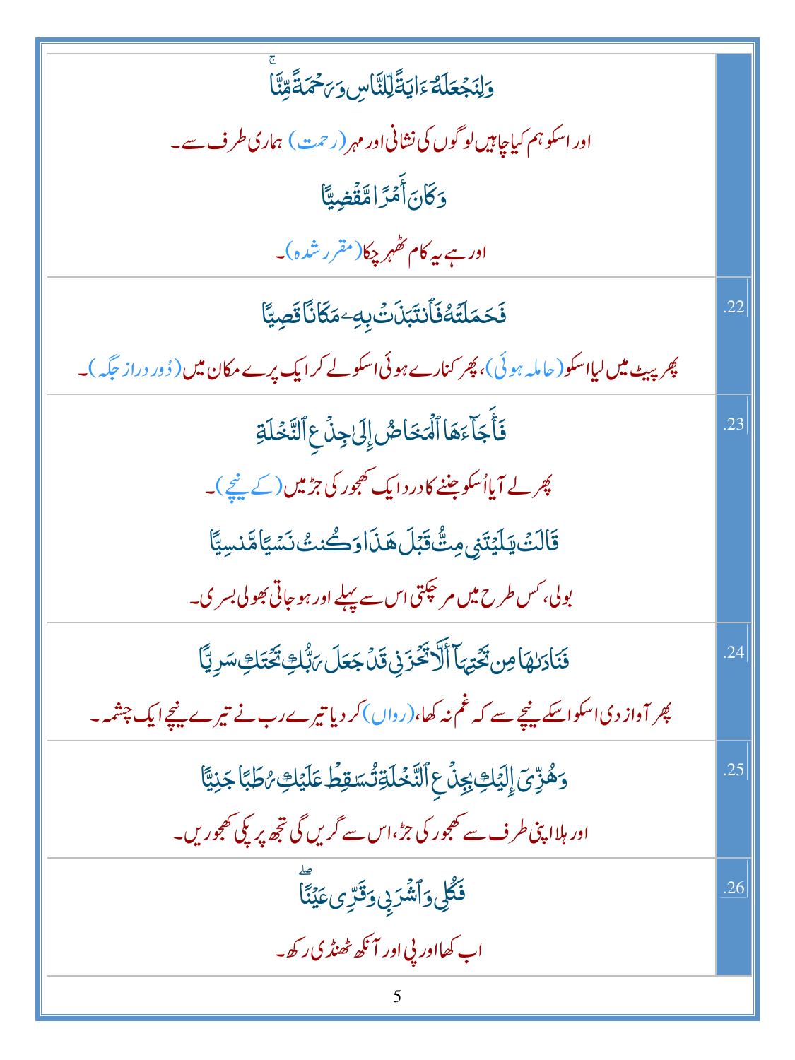| | |
|---|---|
| وَلِنَجۡعَلَهُۥٓ ءَايَةً لِّلنَّاسِ وَرَحۡمَةً مِّنَّاۚ<br><br>اور اسکو ہم کیا چاہیں لوگوں کی نشانی اور مہر (رحمت) ہماری طرف سے۔<br><br>وَكَانَ أَمۡرًا مَّقۡضِيًّا<br><br>اور ہے یہ کام ٹھہر چکا (مقرر شدہ)۔ | |
| فَحَمَلَتۡهُ فَٱنتَبَذَتۡ بِهِۦ مَكَانًا قَصِيًّا<br><br>پھر پیٹ میں لیا اسکو (حاملہ ہوئی)، پھر کنارے ہوئی اسکو لے کر ایک پرے مکان میں (دُور دراز جگہ)۔ | .22 |
| فَأَجَآءَهَا ٱلۡمَخَاضُ إِلَىٰ جِذۡعِ ٱلنَّخۡلَةِ<br><br>پھر لے آیا اُسکو جننے کا درد ایک کھجور کی جڑ میں (کے نیچے)۔<br><br>قَالَتۡ يَٰلَيۡتَنِي مِتُّ قَبۡلَ هَٰذَا وَكُنتُ نَسۡيًا مَّنسِيًّا<br><br>بولی، کس طرح میں مر چکتی اس سے پہلے اور ہو جاتی بھولی بسری۔ | .23 |
| فَنَادَىٰهَا مِن تَحۡتِهَآ أَلَّا تَحۡزَنِي قَدۡ جَعَلَ رَبُّكِ تَحۡتَكِ سَرِيًّا<br><br>پھر آواز دی اسکو اسکے نیچے سے کہ غم نہ کھا، (رواں) کر دیا تیرے رب نے تیرے نیچے ایک چشمہ۔ | .24 |
| وَهُزِّيٓ إِلَيۡكِ بِجِذۡعِ ٱلنَّخۡلَةِ تُسَٰقِطۡ عَلَيۡكِ رُطَبًا جَنِيًّا<br><br>اور ہلا اپنی طرف سے کھجور کی جڑ، اس سے گریں گی تجھ پر پکی کھجوریں۔ | .25 |
| فَكُلِي وَٱشۡرَبِي وَقَرِّي عَيۡنًاۖ<br><br>اب کھا اور پی اور آنکھ ٹھنڈی رکھ۔ | .26 |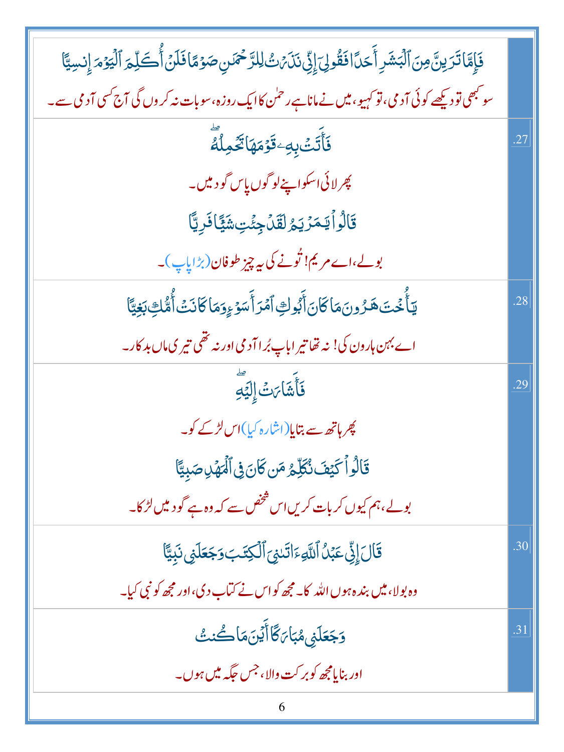| | |
|---|---|
| فَإِمَّا تَرَيِنَّ مِنَ ٱلۡبَشَرِ أَحَدٗا فَقُولِيٓ إِنِّي نَذَرۡتُ لِلرَّحۡمَٰنِ صَوۡمٗا فَلَنۡ أُكَلِّمَ ٱلۡيَوۡمَ إِنسِيّٗا<br>سو کبھی تو دیکھے کوئی آدمی، تو کہیو، میں نے مانا ہے رحمٰن کا ایک روزہ، سو بات نہ کروں گی آج کسی آدمی سے۔ | |
| فَأَتَتۡ بِهِۦ قَوۡمَهَا تَحۡمِلُهُۥۖ<br>پھر لائی اسکو اپنے لوگوں پاس گود میں۔<br>قَالُواْ يَٰمَرۡيَمُ لَقَدۡ جِئۡتِ شَيۡـٔٗا فَرِيّٗا<br>بولے، اے مریم! تُونے کی یہ چیز طوفان (بڑا پاپ)۔ | .27 |
| يَٰٓأُخۡتَ هَٰرُونَ مَا كَانَ أَبُوكِ ٱمۡرَأَ سَوۡءٖ وَمَا كَانَتۡ أُمُّكِ بَغِيّٗا<br>اے بہن ہارون کی! نہ تھا تیرا باپ بُرا آدمی اور نہ تھی تیری ماں بدکار۔ | .28 |
| فَأَشَارَتۡ إِلَيۡهِۖ<br>پھر ہاتھ سے بتایا (اشارہ کیا) اس لڑکے کو۔<br>قَالُواْ كَيۡفَ نُكَلِّمُ مَن كَانَ فِي ٱلۡمَهۡدِ صَبِيّٗا<br>بولے، ہم کیوں کر بات کریں اس شخص سے کہ وہ ہے گود میں لڑکا۔ | .29 |
| قَالَ إِنِّي عَبۡدُ ٱللَّهِ ءَاتَىٰنِيَ ٱلۡكِتَٰبَ وَجَعَلَنِي نَبِيّٗا<br>وہ بولا، میں بندہ ہوں اللہ کا۔ مجھ کو اس نے کتاب دی، اور مجھ کو نبی کیا۔ | .30 |
| وَجَعَلَنِي مُبَارَكًا أَيۡنَ مَا كُنتُ<br>اور بنایا مجھ کو برکت والا، جس جگہ میں ہوں۔ | .31 |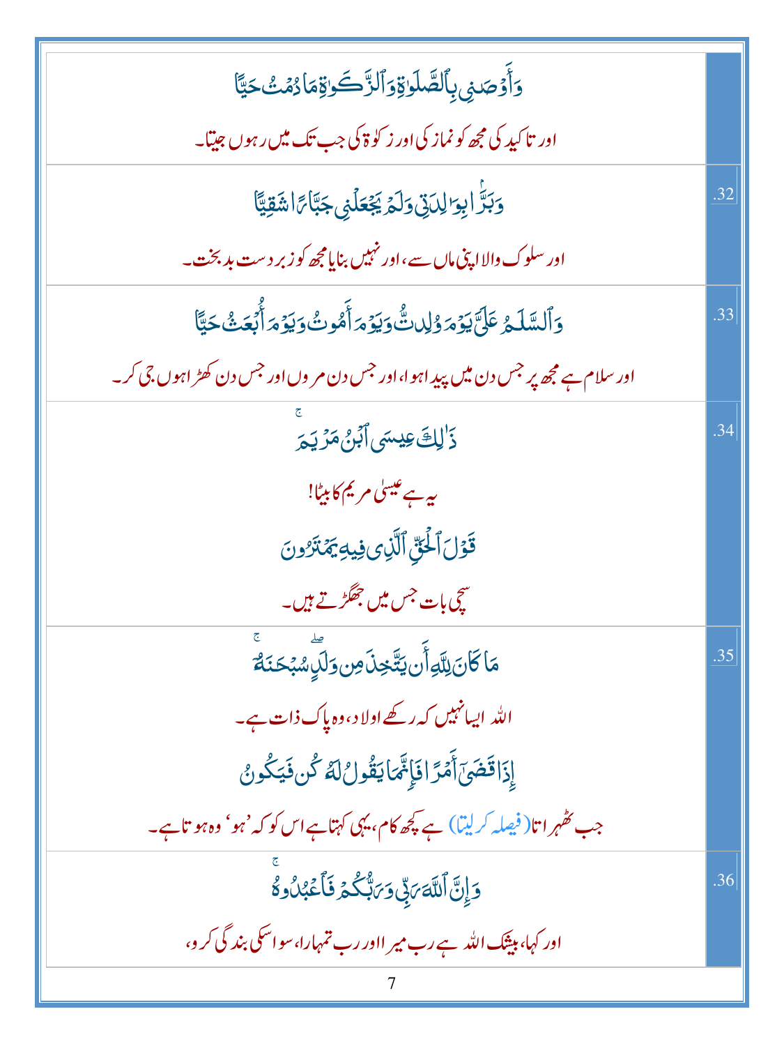| | |
|---|---|
| وَأَوْصَٰنِى بِٱلصَّلَوٰةِ وَٱلزَّكَوٰةِ مَا دُمْتُ حَيًّا<br><br>اور تاکید کی مجھ کو نماز کی اور زکوٰۃ کی جب تک میں رہوں جیتا۔ | |
| وَبَرًّۢا بِوَٰلِدَتِى وَلَمْ يَجْعَلْنِى جَبَّارًا شَقِيًّا<br><br>اور سلوک والا اپنی ماں سے، اور نہیں بنایا مجھ کو زبردست بدبخت۔ | .32 |
| وَٱلسَّلَٰمُ عَلَىَّ يَوْمَ وُلِدتُّ وَيَوْمَ أَمُوتُ وَيَوْمَ أُبْعَثُ حَيًّا<br><br>اور سلام ہے مجھ پر جس دن میں پیدا ہوا، اور جس دن مروں اور جس دن کھڑا ہوں جی کر۔ | .33 |
| ذَٰلِكَ عِيسَى ٱبْنُ مَرْيَمَ ۚ<br><br>یہ ہے عیسیٰ مریم کا بیٹا!<br><br>قَوْلَ ٱلْحَقِّ ٱلَّذِى فِيهِ يَمْتَرُونَ<br><br>سچی بات جس میں جھگڑتے ہیں۔ | .34 |
| مَا كَانَ لِلَّهِ أَن يَتَّخِذَ مِن وَلَدٍ ۖ سُبْحَٰنَهُۥٓ ۚ<br><br>اللہ ایسا نہیں کہ رکھے اولاد، وہ پاک ذات ہے۔<br><br>إِذَا قَضَىٰٓ أَمْرًا فَإِنَّمَا يَقُولُ لَهُۥ كُن فَيَكُونُ<br><br>جب ٹھہراتا (فیصلہ کرلیتا) ہے کچھ کام، یہی کہتا ہے اس کو کہ 'ہو' وہ ہوتا ہے۔ | .35 |
| وَإِنَّ ٱللَّهَ رَبِّى وَرَبُّكُمْ فَٱعْبُدُوهُ ۚ<br><br>اور کہا، بیشک اللہ ہے رب میرا اور رب تمہارا، سو اسکی بندگی کرو، | .36 |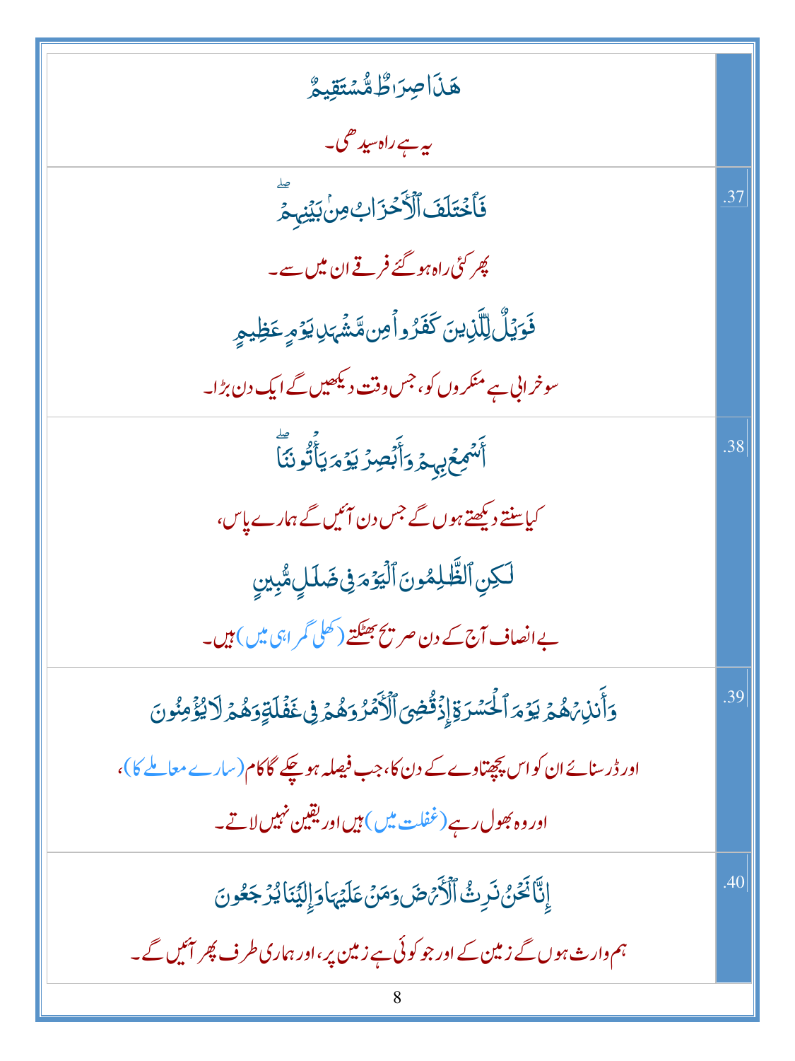| | |
|---|---|
| هَٰذَا صِرَٰطٌ مُّسْتَقِيمٌ<br>یہ ہے راہ سیدھی۔ | |
| فَٱخْتَلَفَ ٱلْأَحْزَابُ مِنۢ بَيْنِهِمْ ۖ<br>پھر کئی راہ ہو گئے فرقے ان میں سے۔<br>فَوَيْلٌ لِّلَّذِينَ كَفَرُوا۟ مِن مَّشْهَدِ يَوْمٍ عَظِيمٍ<br>سو خرابی ہے منکروں کو، جس وقت دیکھیں گے ایک دن بڑا۔ | .37 |
| أَسْمِعْ بِهِمْ وَأَبْصِرْ يَوْمَ يَأْتُونَنَا ۖ<br>کیا سنتے دیکھتے ہوں گے جس دن آئیں گے ہمارے پاس،<br>لَٰكِنِ ٱلظَّٰلِمُونَ ٱلْيَوْمَ فِى ضَلَٰلٍ مُّبِينٍ<br>بے انصاف آج کے دن صریح بھٹکتے (کھلی گمراہی میں) ہیں۔ | .38 |
| وَأَنذِرْهُمْ يَوْمَ ٱلْحَسْرَةِ إِذْ قُضِىَ ٱلْأَمْرُ وَهُمْ فِى غَفْلَةٍ وَهُمْ لَا يُؤْمِنُونَ<br>اور ڈر سنائے ان کو اس پچھتاوے کے دن کا، جب فیصلہ ہو چکے گا کام (سارے معاملے کا)،<br>اور وہ بھول رہے (غفلت میں) ہیں اور یقین نہیں لاتے۔ | .39 |
| إِنَّا نَحْنُ نَرِثُ ٱلْأَرْضَ وَمَنْ عَلَيْهَا وَإِلَيْنَا يُرْجَعُونَ<br>ہم وارث ہوں گے زمین کے اور جو کوئی ہے زمین پر، اور ہماری طرف پھر آئیں گے۔ | .40 |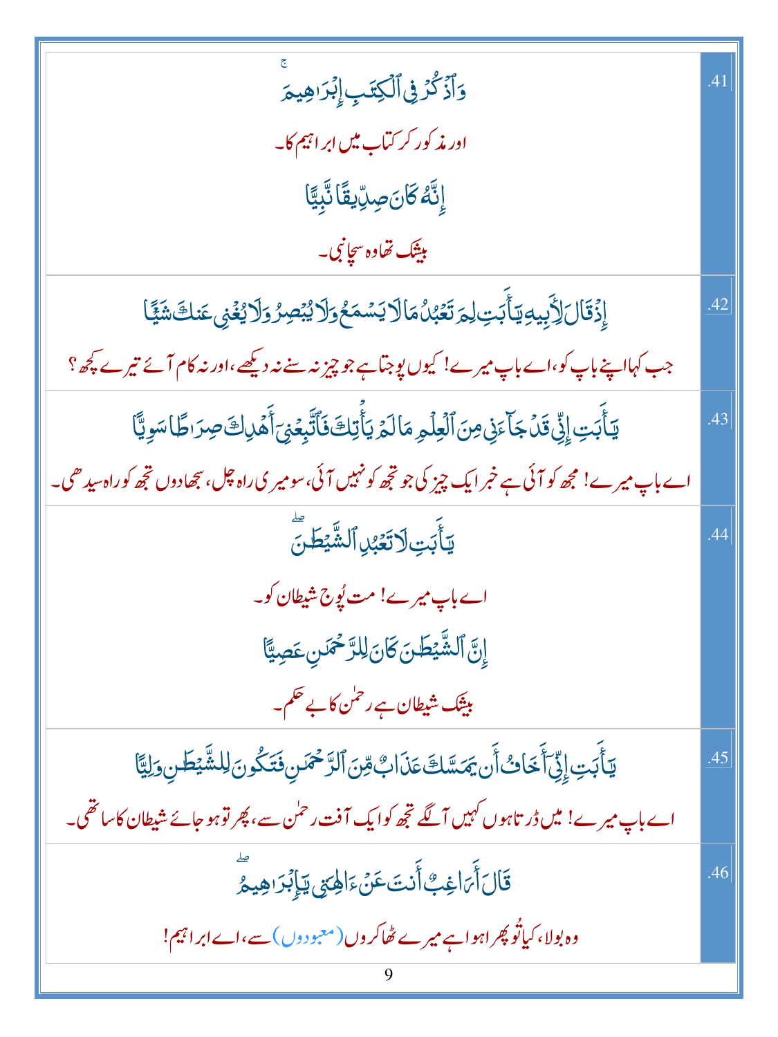| | |
|---|---|
| وَٱذۡكُرۡ فِي ٱلۡكِتَٰبِ إِبۡرَٰهِيمَۚ<br>اور مذکور کر کتاب میں ابراہیم کا۔<br>إِنَّهُۥ كَانَ صِدِّيقٗا نَّبِيًّا<br>بیشک تھا وہ سچا نبی۔ | .41 |
| إِذۡ قَالَ لِأَبِيهِ يَٰٓأَبَتِ لِمَ تَعۡبُدُ مَا لَا يَسۡمَعُ وَلَا يُبۡصِرُ وَلَا يُغۡنِي عَنكَ شَيۡـٔٗا<br>جب کہا اپنے باپ کو، اے باپ میرے! کیوں پوجتا ہے جو چیز نہ سنے نہ دیکھے، اور نہ کام آئے تیرے کچھ؟ | .42 |
| يَٰٓأَبَتِ إِنِّي قَدۡ جَآءَنِي مِنَ ٱلۡعِلۡمِ مَا لَمۡ يَأۡتِكَ فَٱتَّبِعۡنِيٓ أَهۡدِكَ صِرَٰطٗا سَوِيّٗا<br>اے باپ میرے! مجھ کو آئی ہے خبر ایک چیز کی جو تجھ کو نہیں آئی، سو میری راہ چل، سجھا دوں تجھ کو راہ سیدھی۔ | .43 |
| يَٰٓأَبَتِ لَا تَعۡبُدِ ٱلشَّيۡطَٰنَۖ<br>اے باپ میرے! مت پُوج شیطان کو۔<br>إِنَّ ٱلشَّيۡطَٰنَ كَانَ لِلرَّحۡمَٰنِ عَصِيّٗا<br>بیشک شیطان ہے رحمٰن کا بے حکم۔ | .44 |
| يَٰٓأَبَتِ إِنِّيٓ أَخَافُ أَن يَمَسَّكَ عَذَابٞ مِّنَ ٱلرَّحۡمَٰنِ فَتَكُونَ لِلشَّيۡطَٰنِ وَلِيّٗا<br>اے باپ میرے! میں ڈرتا ہوں کہیں آ لگے تجھ کو ایک آفت رحمٰن سے، پھر تو ہو جائے شیطان کا ساتھی۔ | .45 |
| قَالَ أَرَاغِبٌ أَنتَ عَنۡ ءَالِهَتِي يَٰٓإِبۡرَٰهِيمُۖ<br>وہ بولا، کیا تُو پھرا ہوا ہے میرے ٹھاکروں (معبودوں) سے، اے ابراہیم! | .46 |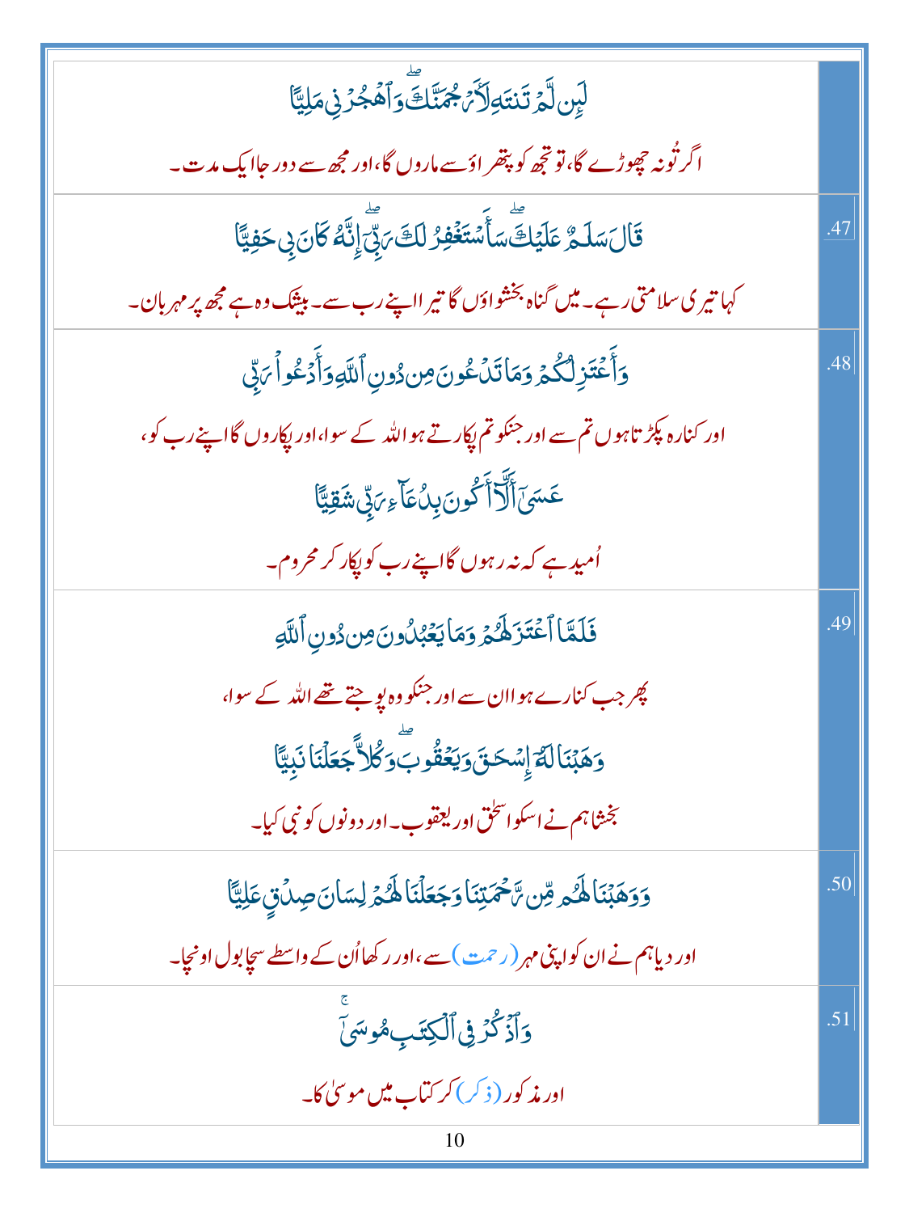| | |
|---|---|
| لَئِن لَّمۡ تَنتَهِ لَأَرۡجُمَنَّكَۖ وَٱهۡجُرۡنِي مَلِيًّا<br><br>اگر تُو نہ چھوڑے گا، تو تجھ کو پتھراؤ سے ماروں گا، اور مجھ سے دور جا ایک مدت۔ | |
| قَالَ سَلَٰمٌ عَلَيۡكَۖ سَأَسۡتَغۡفِرُ لَكَ رَبِّيٓۖ إِنَّهُۥ كَانَ بِي حَفِيًّا<br><br>کہا تیری سلامتی رہے۔ میں گناہ بخشواؤں گا تیرا اپنے رب سے۔ بیشک وہ ہے مجھ پر مہربان۔ | .47 |
| وَأَعۡتَزِلُكُمۡ وَمَا تَدۡعُونَ مِن دُونِ ٱللَّهِ وَأَدۡعُواْ رَبِّي<br><br>اور کنارہ پکڑتا ہوں تم سے اور جنکو تم پکارتے ہو اللہ کے سوا، اور پکاروں گا اپنے رب کو،<br><br>عَسَىٰٓ أَلَّآ أَكُونَ بِدُعَآءِ رَبِّي شَقِيًّا<br><br>اُمید ہے کہ نہ رہوں گا اپنے رب کو پکار کر محروم۔ | .48 |
| فَلَمَّا ٱعۡتَزَلَهُمۡ وَمَا يَعۡبُدُونَ مِن دُونِ ٱللَّهِ<br><br>پھر جب کنارے ہوا ان سے اور جنکو وہ پوجتے تھے اللہ کے سوا،<br><br>وَهَبۡنَا لَهُۥٓ إِسۡحَٰقَ وَيَعۡقُوبَۖ وَكُلًّا جَعَلۡنَا نَبِيًّا<br><br>بخشا ہم نے اسکو اسحٰق اور یعقوب۔ اور دونوں کو نبی کیا۔ | .49 |
| وَوَهَبۡنَا لَهُم مِّن رَّحۡمَتِنَا وَجَعَلۡنَا لَهُمۡ لِسَانَ صِدۡقٍ عَلِيًّا<br><br>اور دیا ہم نے ان کو اپنی مہر (رحمت) سے، اور رکھا اُن کے واسطے سچا بول اونچا۔ | .50 |
| وَٱذۡكُرۡ فِي ٱلۡكِتَٰبِ مُوسَىٰٓۚ<br><br>اور مذکور (ذکر) کر کتاب میں موسیٰ کا۔ | .51 |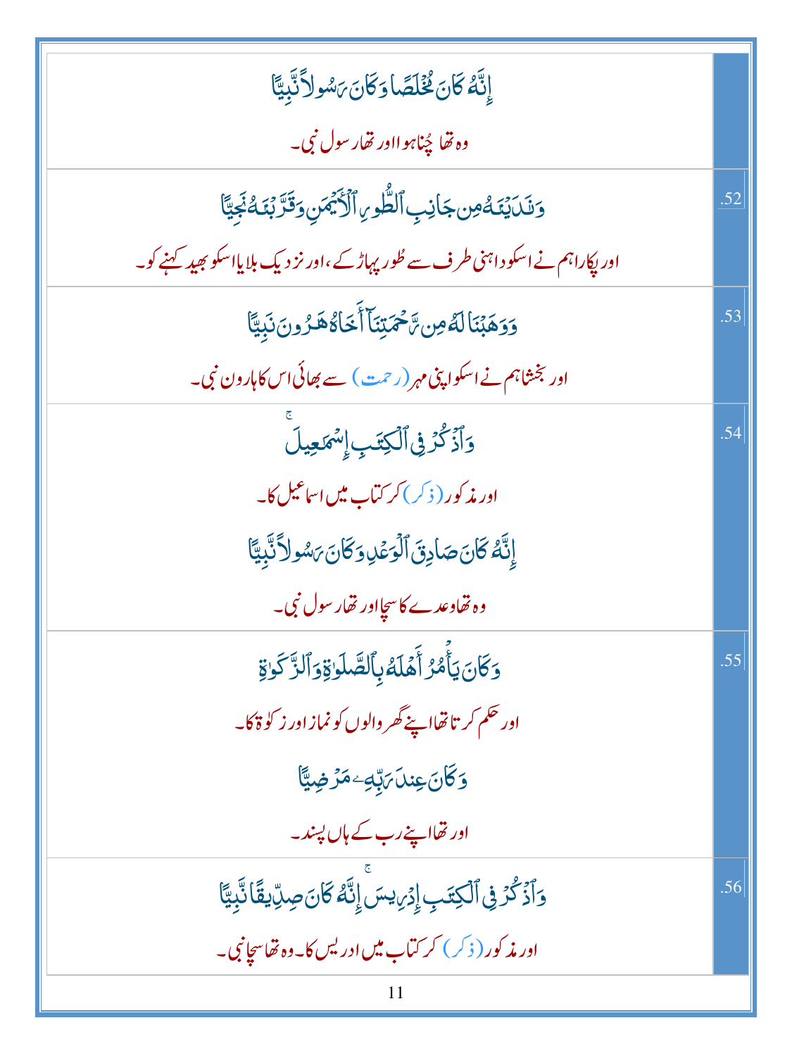| | |
|---|---|
| إِنَّهُۥ كَانَ مُخْلَصًا وَكَانَ رَسُولًا نَّبِيًّا<br>وہ تھا چُناہوا اور تھا رسول نبی۔ | |
| وَنَـٰدَيْنَـٰهُ مِن جَانِبِ ٱلطُّورِ ٱلْأَيْمَنِ وَقَرَّبْنَـٰهُ نَجِيًّا<br>اور پکارا ہم نے اسکو داہنی طرف سے طُور پہاڑ کے، اور نزدیک بلایا اسکو بھید کہنے کو۔ | 52. |
| وَوَهَبْنَا لَهُۥ مِن رَّحْمَتِنَآ أَخَاهُ هَـٰرُونَ نَبِيًّا<br>اور بخشا ہم نے اسکو اپنی مہر (رحمت) سے بھائی اس کا ہارون نبی۔ | 53. |
| وَٱذْكُرْ فِى ٱلْكِتَـٰبِ إِسْمَـٰعِيلَ ۚ<br>اور مذکور (ذکر) کر کتاب میں اسماعیل کا۔<br>إِنَّهُۥ كَانَ صَادِقَ ٱلْوَعْدِ وَكَانَ رَسُولًا نَّبِيًّا<br>وہ تھا وعدے کا سچا اور تھا رسول نبی۔ | 54. |
| وَكَانَ يَأْمُرُ أَهْلَهُۥ بِٱلصَّلَوٰةِ وَٱلزَّكَوٰةِ<br>اور حکم کرتا تھا اپنے گھر والوں کو نماز اور زکوٰۃ کا۔<br>وَكَانَ عِندَ رَبِّهِۦ مَرْضِيًّا<br>اور تھا اپنے رب کے ہاں پسند۔ | 55. |
| وَٱذْكُرْ فِى ٱلْكِتَـٰبِ إِدْرِيسَ ۚ إِنَّهُۥ كَانَ صِدِّيقًا نَّبِيًّا<br>اور مذکور (ذکر) کر کتاب میں ادریس کا۔ وہ تھا سچا نبی۔ | 56. |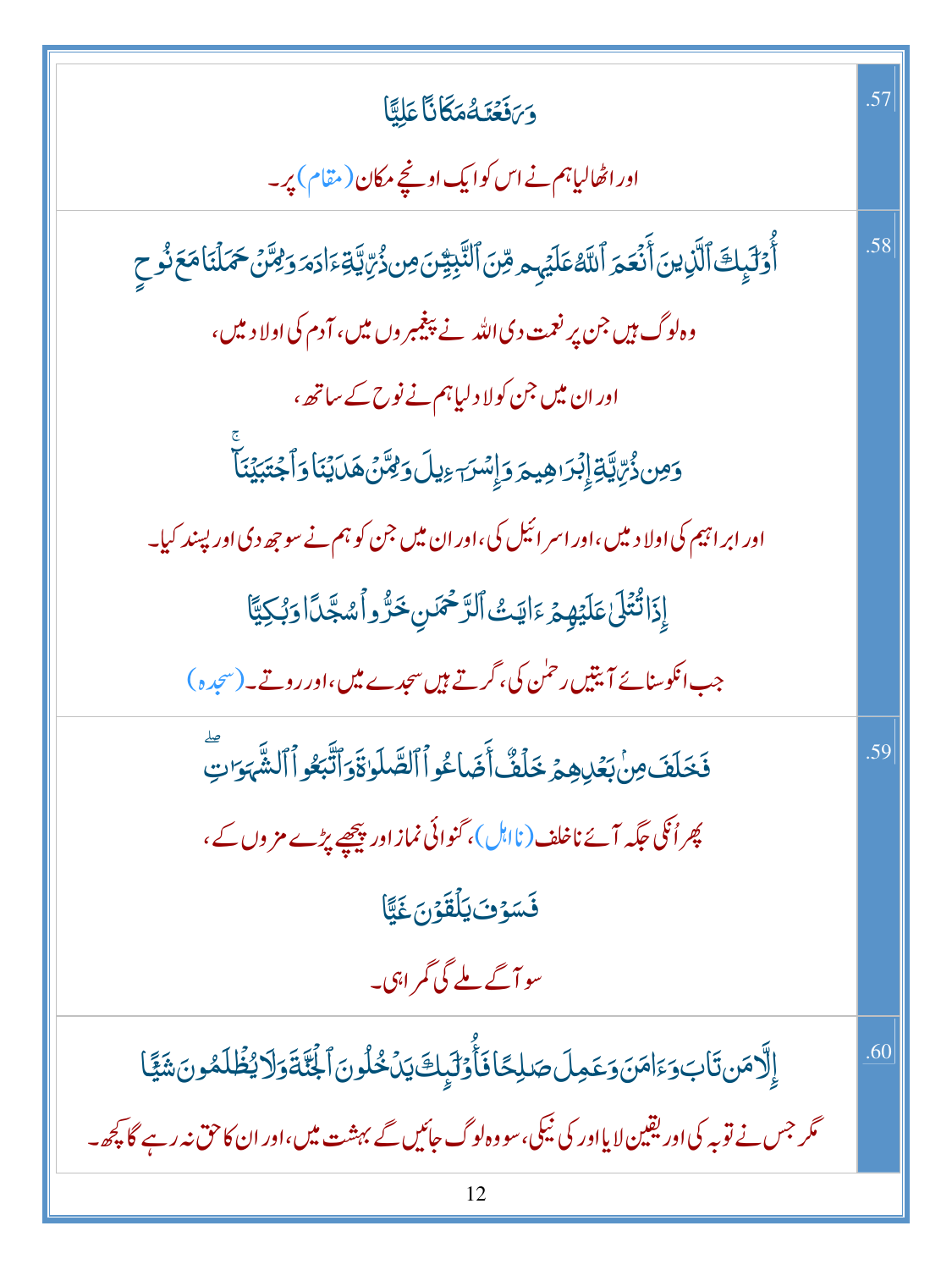| | |
|---|---|
| .57 | وَرَفَعۡنَٰهُ مَكَانًا عَلِيًّا<br>اور اٹھالیا ہم نے اس کو ایک اونچے مکان (مقام) پر۔ |
| .58 | أُوْلَٰٓئِكَ ٱلَّذِينَ أَنۡعَمَ ٱللَّهُ عَلَيۡهِم مِّنَ ٱلنَّبِيِّـۧنَ مِن ذُرِّيَّةِ ءَادَمَ وَمِمَّنۡ حَمَلۡنَا مَعَ نُوحٖ<br>وہ لوگ ہیں جن پر نعمت دی اللہ نے پیغمبروں میں، آدم کی اولاد میں،<br>اور ان میں جن کو لادلیا ہم نے نوح کے ساتھ،<br>وَمِن ذُرِّيَّةِ إِبۡرَٰهِيمَ وَإِسۡرَٰٓءِيلَ وَمِمَّنۡ هَدَيۡنَا وَٱجۡتَبَيۡنَآۚ<br>اور ابراہیم کی اولاد میں، اور اسرائیل کی، اور ان میں جن کو ہم نے سوجھ دی اور پسند کیا۔<br>إِذَا تُتۡلَىٰ عَلَيۡهِمۡ ءَايَٰتُ ٱلرَّحۡمَٰنِ خَرُّواْۤ سُجَّدٗا وَبُكِيّٗا<br>جب انکو سنائے آیتیں رحمٰن کی، گرتے ہیں سجدے میں، اور روتے۔ (سجدہ) |
| .59 | فَخَلَفَ مِنۢ بَعۡدِهِمۡ خَلۡفٌ أَضَاعُواْ ٱلصَّلَوٰةَ وَٱتَّبَعُواْ ٱلشَّهَوَٰتِۖ<br>پھر اُنکی جگہ آئے ناخلف (نااہل)، گنوائی نماز اور پیچھے پڑے مزوں کے،<br>فَسَوۡفَ يَلۡقَوۡنَ غَيًّا<br>سو آگے ملے گی گمراہی۔ |
| .60 | إِلَّا مَن تَابَ وَءَامَنَ وَعَمِلَ صَٰلِحٗا فَأُوْلَٰٓئِكَ يَدۡخُلُونَ ٱلۡجَنَّةَ وَلَا يُظۡلَمُونَ شَيۡـٔٗا<br>مگر جس نے توبہ کی اور یقین لایا اور کی نیکی، سو وہ لوگ جائیں گے بہشت میں، اور ان کا حق نہ رہے گا کچھ۔ |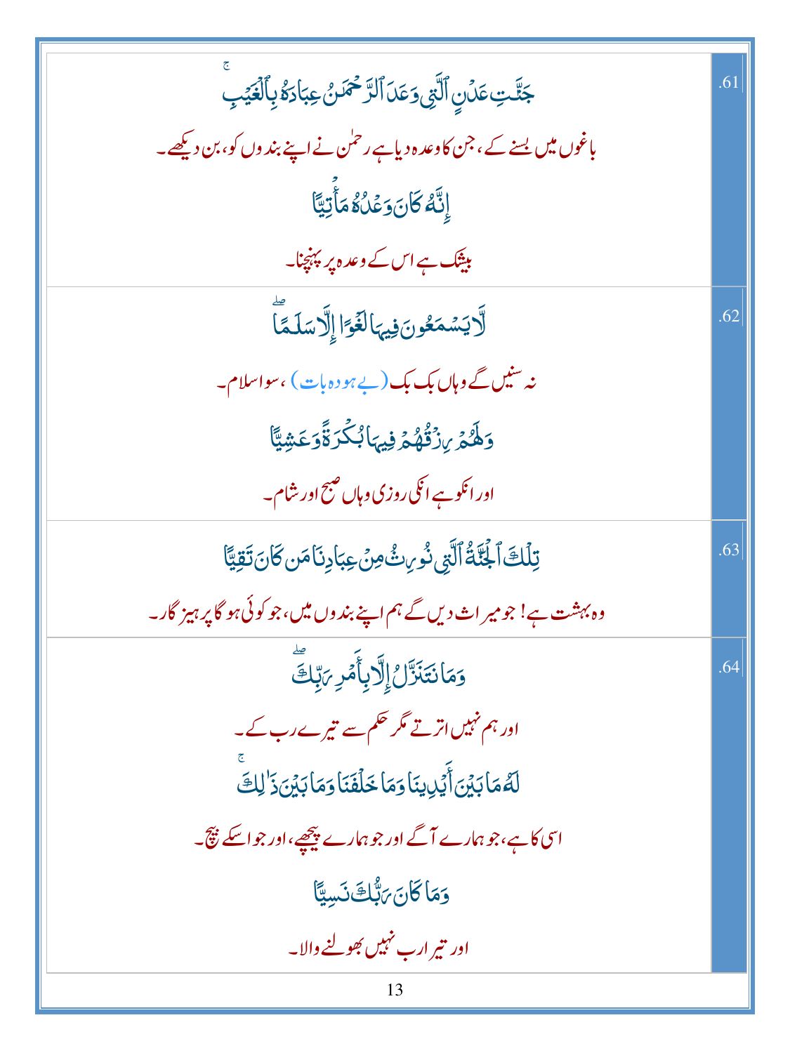| | |
|---|---|
| جَنَّٰتِ عَدۡنٍ ٱلَّتِي وَعَدَ ٱلرَّحۡمَٰنُ عِبَادَهُۥ بِٱلۡغَيۡبِۚ<br>باغوں میں بسنے کے، جن کا وعدہ دیا ہے رحمٰن نے اپنے بندوں کو، بن دیکھے۔<br>إِنَّهُۥ كَانَ وَعۡدُهُۥ مَأۡتِيّٗا<br>بیشک ہے اس کے وعدہ پر پہنچنا۔ | .61 |
| لَّا يَسۡمَعُونَ فِيهَا لَغۡوًا إِلَّا سَلَٰمٗاۖ<br>نہ سنیں گے وہاں بک بک (بے ہودہ بات) ، سوا سلام۔<br>وَلَهُمۡ رِزۡقُهُمۡ فِيهَا بُكۡرَةٗ وَعَشِيّٗا<br>اور انکو ہے انکی روزی وہاں صبح اور شام۔ | .62 |
| تِلۡكَ ٱلۡجَنَّةُ ٱلَّتِي نُورِثُ مِنۡ عِبَادِنَا مَن كَانَ تَقِيّٗا<br>وہ بہشت ہے! جو میراث دیں گے ہم اپنے بندوں میں، جو کوئی ہو گا پرہیز گار۔ | .63 |
| وَمَا نَتَنَزَّلُ إِلَّا بِأَمۡرِ رَبِّكَۖ<br>اور ہم نہیں اترتے مگر حکم سے تیرے رب کے۔<br>لَهُۥ مَا بَيۡنَ أَيۡدِينَا وَمَا خَلۡفَنَا وَمَا بَيۡنَ ذَٰلِكَۚ<br>اسی کا ہے، جو ہمارے آگے اور جو ہمارے پیچھے، اور جو اسکے بیچ۔<br>وَمَا كَانَ رَبُّكَ نَسِيّٗا<br>اور تیرا رب نہیں بھولنے والا۔ | .64 |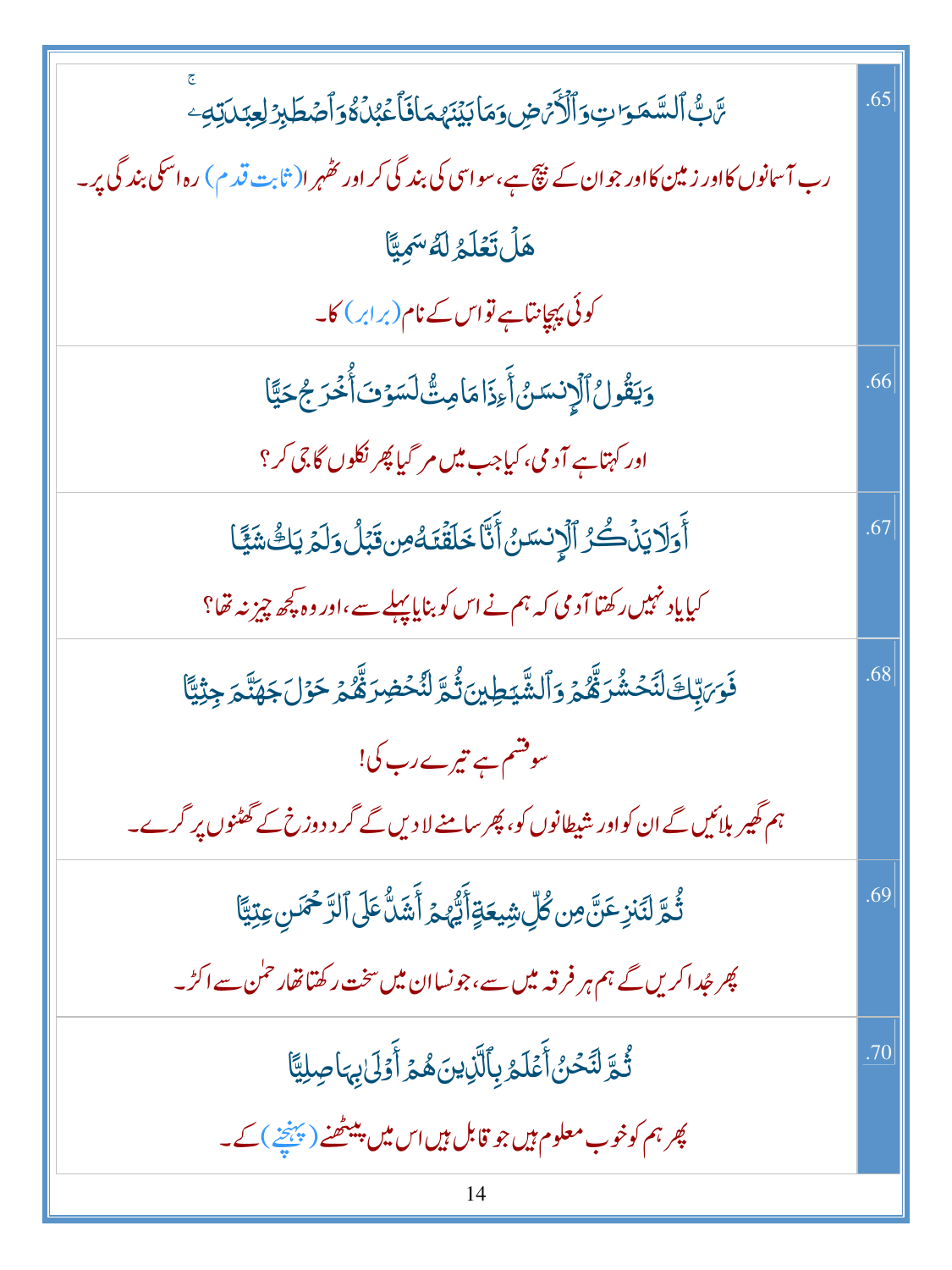| | |
|---|---|
| .65 | رَّبُّ ٱلسَّمَٰوَٰتِ وَٱلۡأَرۡضِ وَمَا بَيۡنَهُمَا فَٱعۡبُدۡهُ وَٱصۡطَبِرۡ لِعِبَٰدَتِهِۦۚ<br>رب آسمانوں کا اور زمین کا اور جو ان کے بیچ ہے، سو اسی کی بندگی کر اور ٹھہرا (ثابت قدم) رہ اسکی بندگی پر۔<br>هَلۡ تَعۡلَمُ لَهُۥ سَمِيّٗا<br>کوئی پہچانتا ہے تو اس کے نام (برابر) کا۔ |
| .66 | وَيَقُولُ ٱلۡإِنسَٰنُ أَءِذَا مَا مِتُّ لَسَوۡفَ أُخۡرَجُ حَيًّا<br>اور کہتا ہے آدمی، کیا جب میں مر گیا پھر نکلوں گا جی کر؟ |
| .67 | أَوَلَا يَذۡكُرُ ٱلۡإِنسَٰنُ أَنَّا خَلَقۡنَٰهُ مِن قَبۡلُ وَلَمۡ يَكُ شَيۡـٔٗا<br>کیا یاد نہیں رکھتا آدمی کہ ہم نے اس کو بنایا پہلے سے، اور وہ کچھ چیز نہ تھا؟ |
| .68 | فَوَرَبِّكَ لَنَحۡشُرَنَّهُمۡ وَٱلشَّيَٰطِينَ ثُمَّ لَنُحۡضِرَنَّهُمۡ حَوۡلَ جَهَنَّمَ جِثِيّٗا<br>سو قسم ہے تیرے رب کی!<br>ہم گھیر بلائیں گے ان کو اور شیطانوں کو، پھر سامنے لا دیں گے گرد دوزخ کے گھٹنوں پر گرے۔ |
| .69 | ثُمَّ لَنَنزِعَنَّ مِن كُلِّ شِيعَةٍ أَيُّهُمۡ أَشَدُّ عَلَى ٱلرَّحۡمَٰنِ عِتِيّٗا<br>پھر جُدا کریں گے ہم ہر فرقہ میں سے، جونسا ان میں سخت رکھتا تھا رحمٰن سے اکڑ۔ |
| .70 | ثُمَّ لَنَحۡنُ أَعۡلَمُ بِٱلَّذِينَ هُمۡ أَوۡلَىٰ بِهَا صِلِيّٗا<br>پھر ہم کو خوب معلوم ہیں جو قابل ہیں اس میں پیٹھنے (پہنچنے) کے۔ |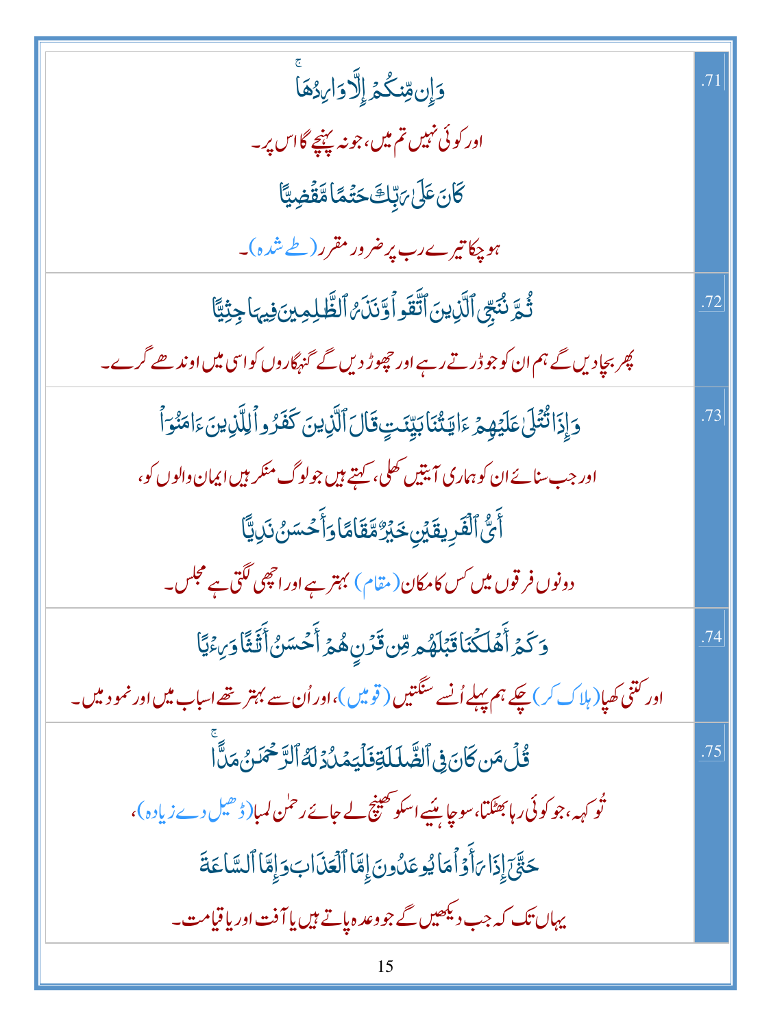| | |
|---|---|
| وَإِن مِّنكُمْ إِلَّا وَارِدُهَا ۚ<br>اور کوئی نہیں تم میں، جو نہ پہنچے گا اس پر۔<br>كَانَ عَلَىٰ رَبِّكَ حَتْمًا مَّقْضِيًّا<br>ہو چکا تیرے رب پر ضرور مقرر (طے شدہ)۔ | .71 |
| ثُمَّ نُنَجِّي الَّذِينَ اتَّقَوا وَّنَذَرُ الظَّالِمِينَ فِيهَا جِثِيًّا<br>پھر بچادیں گے ہم ان کو جو ڈرتے رہے اور چھوڑ دیں گے گنہگاروں کو اسی میں اوندھے گرے۔ | .72 |
| وَإِذَا تُتْلَىٰ عَلَيْهِمْ آيَاتُنَا بَيِّنَاتٍ قَالَ الَّذِينَ كَفَرُوا لِلَّذِينَ آمَنُوا<br>اور جب سنائے ان کو ہماری آیتیں کھلی، کہتے ہیں جو لوگ منکر ہیں ایمان والوں کو،<br>أَيُّ الْفَرِيقَيْنِ خَيْرٌ مَّقَامًا وَأَحْسَنُ نَدِيًّا<br>دونوں فرقوں میں کس کا مکان (مقام) بہتر ہے اور اچھی لگتی ہے مجلس۔ | .73 |
| وَكَمْ أَهْلَكْنَا قَبْلَهُم مِّن قَرْنٍ هُمْ أَحْسَنُ أَثَاثًا وَرِئْيًا<br>اور کتنی کھپا (ہلاک کر) چکے ہم پہلے اُنسے سنگتیں (قومیں)، اور اُن سے بہتر تھے اسباب میں اور نمود میں۔ | .74 |
| قُلْ مَن كَانَ فِي الضَّلَالَةِ فَلْيَمْدُدْ لَهُ الرَّحْمَٰنُ مَدًّا ۚ<br>تُو کہہ، جو کوئی رہا بھٹکتا، سو چاہیئے اسکو کھینچ لے جائے رحمٰن لمبا (ڈھیل دے زیادہ)،<br>حَتَّىٰ إِذَا رَأَوْا مَا يُوعَدُونَ إِمَّا الْعَذَابَ وَإِمَّا السَّاعَةَ<br>یہاں تک کہ جب دیکھیں گے جو وعدہ پاتے ہیں یا آفت اور یا قیامت۔ | .75 |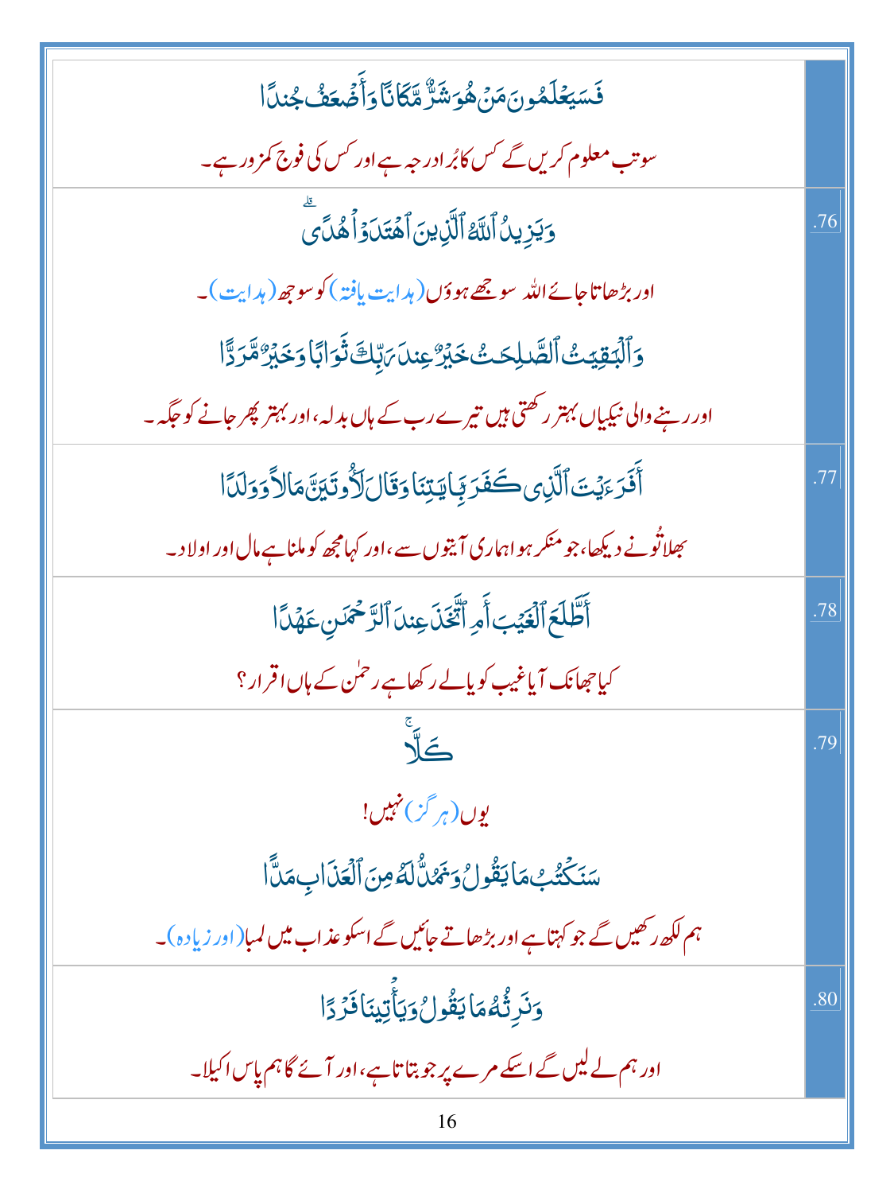| | |
|---|---|
| فَسَيَعْلَمُونَ مَنْ هُوَ شَرٌّ مَّكَانًا وَأَضْعَفُ جُندًا<br><br>سو تب معلوم کریں گے کس کا بُرا درجہ ہے اور کس کی فوج کمزور ہے۔ | |
| وَيَزِيدُ ٱللَّهُ ٱلَّذِينَ ٱهْتَدَوْا۟ هُدًى ۗ<br><br>اور بڑھاتا جائے اللہ سوجھے ہوؤں (ہدایت یافتہ) کو سوجھ (ہدایت)۔<br><br>وَٱلْبَـٰقِيَـٰتُ ٱلصَّـٰلِحَـٰتُ خَيْرٌ عِندَ رَبِّكَ ثَوَابًا وَخَيْرٌ مَّرَدًّا<br><br>اور رہنے والی نیکیاں بہتر رکھتی ہیں تیرے رب کے ہاں بدلہ، اور بہتر پھر جانے کو جگہ۔ | .76 |
| أَفَرَءَيْتَ ٱلَّذِى كَفَرَ بِـَٔايَـٰتِنَا وَقَالَ لَأُوتَيَنَّ مَالًا وَوَلَدًا<br><br>بھلا تُو نے دیکھا، جو منکر ہوا ہماری آیتوں سے، اور کہا مجھ کو ملنا ہے مال اور اولاد۔ | .77 |
| أَطَّلَعَ ٱلْغَيْبَ أَمِ ٱتَّخَذَ عِندَ ٱلرَّحْمَـٰنِ عَهْدًا<br><br>کیا جھانک آیا غیب کو یا لے رکھا ہے رحمٰن کے ہاں اقرار؟ | .78 |
| كَلَّا ۚ<br><br>یوں (ہرگز) نہیں!<br><br>سَنَكْتُبُ مَا يَقُولُ وَنَمُدُّ لَهُۥ مِنَ ٱلْعَذَابِ مَدًّا<br><br>ہم لکھ رکھیں گے جو کہتا ہے اور بڑھاتے جائیں گے اسکو عذاب میں لمبا (اور زیادہ)۔ | .79 |
| وَنَرِثُهُۥ مَا يَقُولُ وَيَأْتِينَا فَرْدًا<br><br>اور ہم لے لیں گے اسکے مرے پر جو بتاتا ہے، اور آئے گا ہم پاس اکیلا۔ | .80 |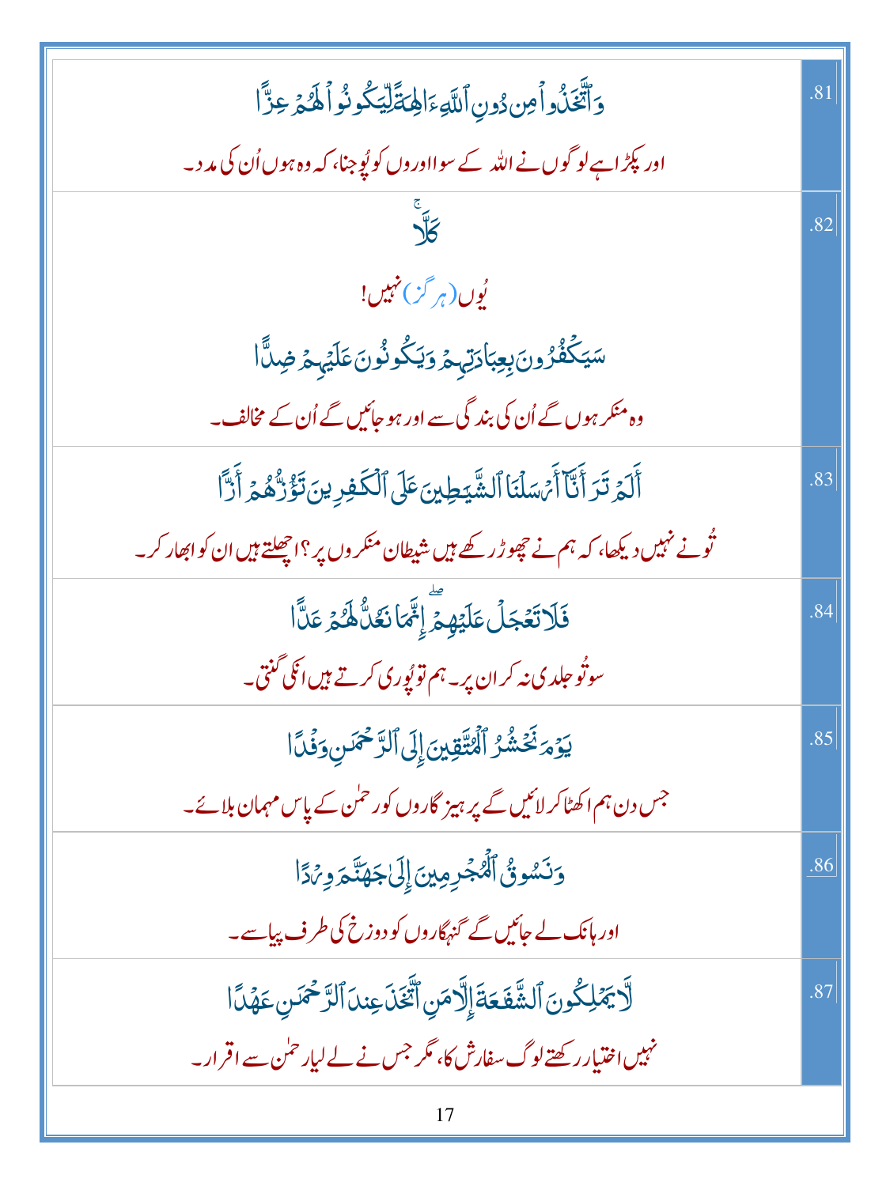| | |
|---|---|
| .81 | وَٱتَّخَذُوا۟ مِن دُونِ ٱللَّهِ ءَالِهَةً لِّيَكُونُوا۟ لَهُمْ عِزًّا<br>اور پکڑا ہے لوگوں نے اللہ کے سوا اوروں کو پُوجنا، کہ وہ ہوں اُن کی مدد۔ |
| .82 | كَلَّا<br>یُوں (ہرگز) نہیں!<br>سَيَكْفُرُونَ بِعِبَادَتِهِمْ وَيَكُونُونَ عَلَيْهِمْ ضِدًّا<br>وہ منکر ہوں گے اُن کی بندگی سے اور ہو جائیں گے اُن کے مخالف۔ |
| .83 | أَلَمْ تَرَ أَنَّآ أَرْسَلْنَا ٱلشَّيَـٰطِينَ عَلَى ٱلْكَـٰفِرِينَ تَؤُزُّهُمْ أَزًّا<br>تُونے نہیں دیکھا، کہ ہم نے چھوڑ رکھے ہیں شیطان منکروں پر؟ اچھلتے ہیں ان کو ابھار کر۔ |
| .84 | فَلَا تَعْجَلْ عَلَيْهِمْ ۖ إِنَّمَا نَعُدُّ لَهُمْ عَدًّا<br>سو تُو جلدی نہ کر ان پر۔ ہم تو پُوری کرتے ہیں انکی گنتی۔ |
| .85 | يَوْمَ نَحْشُرُ ٱلْمُتَّقِينَ إِلَى ٱلرَّحْمَـٰنِ وَفْدًا<br>جس دن ہم اکٹھا کر لائیں گے پرہیزگاروں کو رحمٰن کے پاس مہمان بلائے۔ |
| .86 | وَنَسُوقُ ٱلْمُجْرِمِينَ إِلَىٰ جَهَنَّمَ وِرْدًا<br>اور ہانک لے جائیں گے گنہگاروں کو دوزخ کی طرف پیاسے۔ |
| .87 | لَّا يَمْلِكُونَ ٱلشَّفَـٰعَةَ إِلَّا مَنِ ٱتَّخَذَ عِندَ ٱلرَّحْمَـٰنِ عَهْدًا<br>نہیں اختیار رکھتے لوگ سفارش کا، مگر جس نے لے لیا رحمٰن سے اقرار۔ |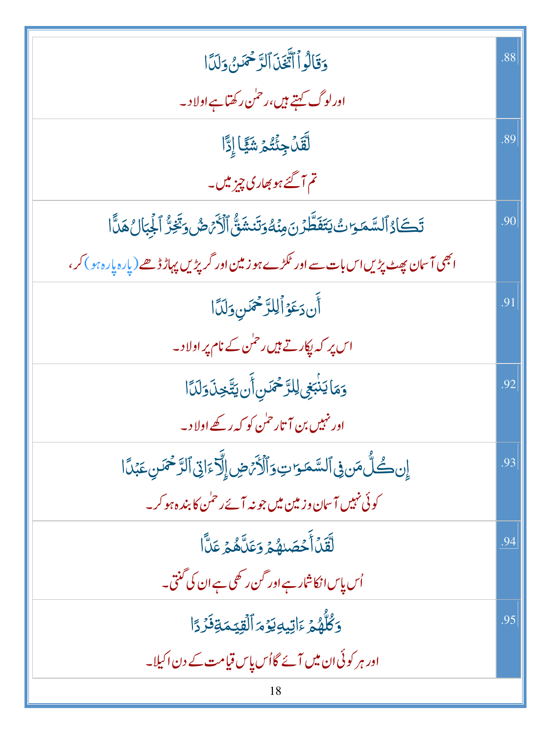| | |
|---|---|
| وَقَالُوا۟ ٱتَّخَذَ ٱلرَّحْمَـٰنُ وَلَدًا<br>اور لوگ کہتے ہیں، رحمٰن رکھتا ہے اولاد۔ | .88 |
| لَّقَدْ جِئْتُمْ شَيْـًٔا إِدًّا<br>تم آ گئے ہو بھاری چیز میں۔ | .89 |
| تَكَادُ ٱلسَّمَـٰوَٰتُ يَتَفَطَّرْنَ مِنْهُ وَتَنشَقُّ ٱلْأَرْضُ وَتَخِرُّ ٱلْجِبَالُ هَدًّا<br>ابھی آسمان پھٹ پڑیں اس بات سے اور ٹکڑے ہو زمین اور گر پڑیں پہاڑ ڈھے (پارہ پارہ ہو) کر، | .90 |
| أَن دَعَوْا۟ لِلرَّحْمَـٰنِ وَلَدًا<br>اس پر کہ پکارتے ہیں رحمٰن کے نام پر اولاد۔ | .91 |
| وَمَا يَنۢبَغِى لِلرَّحْمَـٰنِ أَن يَتَّخِذَ وَلَدًا<br>اور نہیں بن آتا رحمٰن کو کہ رکھے اولاد۔ | .92 |
| إِن كُلُّ مَن فِى ٱلسَّمَـٰوَٰتِ وَٱلْأَرْضِ إِلَّآ ءَاتِى ٱلرَّحْمَـٰنِ عَبْدًا<br>کوئی نہیں آسمان و زمین میں جو نہ آئے رحمٰن کا بندہ ہو کر۔ | .93 |
| لَّقَدْ أَحْصَىٰهُمْ وَعَدَّهُمْ عَدًّا<br>اُس پاس انکا شمار ہے اور گن رکھی ہے ان کی گنتی۔ | .94 |
| وَكُلُّهُمْ ءَاتِيهِ يَوْمَ ٱلْقِيَـٰمَةِ فَرْدًا<br>اور ہر کوئی ان میں آئے گا اُس پاس قیامت کے دن اکیلا۔ | .95 |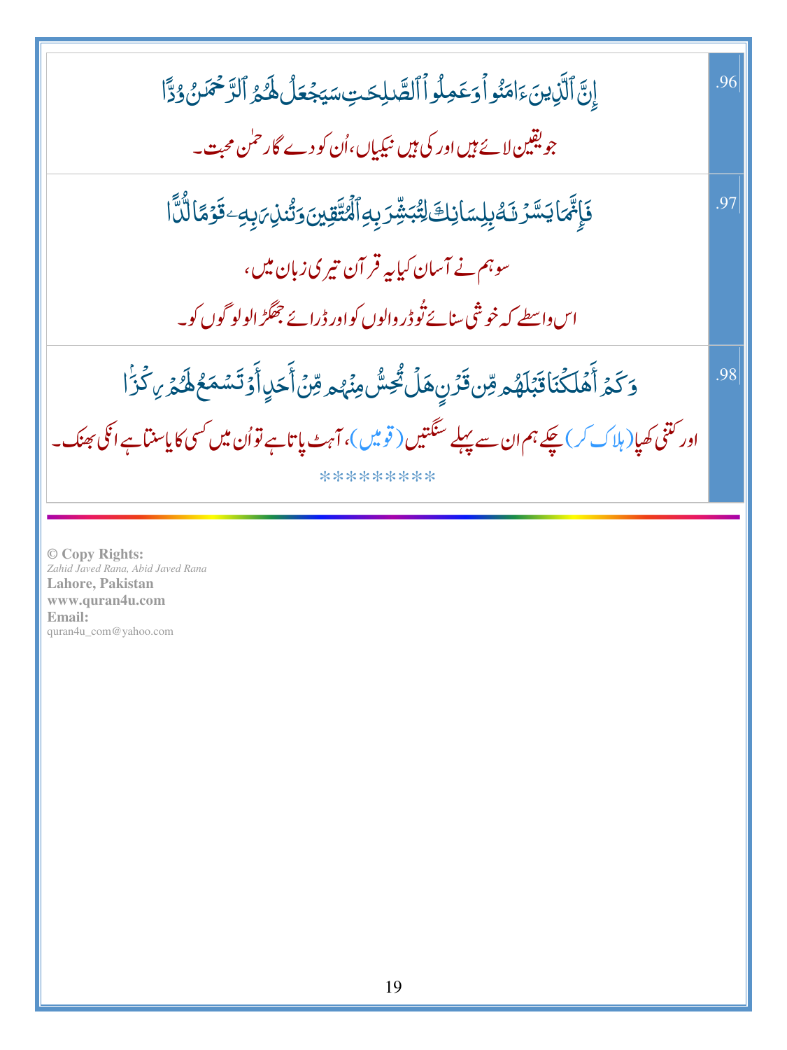| | |
|---|---|
| إِنَّ ٱلَّذِينَ ءَامَنُوا۟ وَعَمِلُوا۟ ٱلصَّٰلِحَٰتِ سَيَجْعَلُ لَهُمُ ٱلرَّحْمَٰنُ وُدًّا<br>جو یقین لائے ہیں اور کی ہیں نیکیاں، اُن کو دے گا رحمٰن محبت۔ | .96 |
| فَإِنَّمَا يَسَّرْنَٰهُ بِلِسَانِكَ لِتُبَشِّرَ بِهِ ٱلْمُتَّقِينَ وَتُنذِرَ بِهِۦ قَوْمًا لُّدًّا<br>سو ہم نے آسان کیا یہ قرآن تیری زبان میں،<br>اس واسطے کہ خوشی سنائے تُو ڈر والوں کو اور ڈرائے جھگڑالو لوگوں کو۔ | .97 |
| وَكَمْ أَهْلَكْنَا قَبْلَهُم مِّن قَرْنٍ هَلْ تُحِسُّ مِنْهُم مِّنْ أَحَدٍ أَوْ تَسْمَعُ لَهُمْ رِكْزًۢا<br>اور کتنی کھپا (ہلاک کر) چکے ہم ان سے پہلے سنگتیں (قومیں)، آہٹ پاتا ہے تو اُن میں کسی کا یا سنتا ہے انکی بھنک۔<br>********* | .98 |

© Copy Rights:
*Zahid Javed Rana, Abid Javed Rana*
**Lahore, Pakistan**
**www.quran4u.com**
**Email:**
quran4u_com@yahoo.com